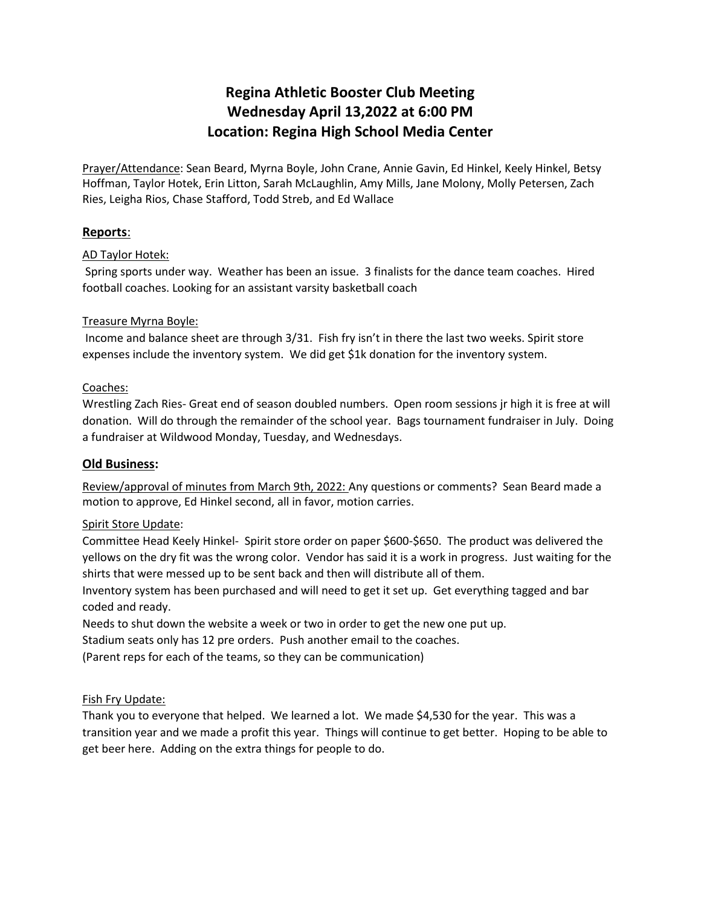# Regina Athletic Booster Club Meeting
# Wednesday April 13,2022 at 6:00 PM
# Location: Regina High School Media Center

Prayer/Attendance: Sean Beard, Myrna Boyle, John Crane, Annie Gavin, Ed Hinkel, Keely Hinkel, Betsy Hoffman, Taylor Hotek, Erin Litton, Sarah McLaughlin, Amy Mills, Jane Molony, Molly Petersen, Zach Ries, Leigha Rios, Chase Stafford, Todd Streb, and Ed Wallace

## Reports:

AD Taylor Hotek:

Spring sports under way. Weather has been an issue. 3 finalists for the dance team coaches. Hired football coaches. Looking for an assistant varsity basketball coach

Treasure Myrna Boyle:

Income and balance sheet are through 3/31. Fish fry isn't in there the last two weeks. Spirit store expenses include the inventory system. We did get $1k donation for the inventory system.

Coaches:

Wrestling Zach Ries- Great end of season doubled numbers. Open room sessions jr high it is free at will donation. Will do through the remainder of the school year. Bags tournament fundraiser in July. Doing a fundraiser at Wildwood Monday, Tuesday, and Wednesdays.

## Old Business:

Review/approval of minutes from March 9th, 2022: Any questions or comments? Sean Beard made a motion to approve, Ed Hinkel second, all in favor, motion carries.

Spirit Store Update:

Committee Head Keely Hinkel- Spirit store order on paper $600-$650. The product was delivered the yellows on the dry fit was the wrong color. Vendor has said it is a work in progress. Just waiting for the shirts that were messed up to be sent back and then will distribute all of them.

Inventory system has been purchased and will need to get it set up. Get everything tagged and bar coded and ready.

Needs to shut down the website a week or two in order to get the new one put up.

Stadium seats only has 12 pre orders. Push another email to the coaches.

(Parent reps for each of the teams, so they can be communication)

Fish Fry Update:

Thank you to everyone that helped. We learned a lot. We made $4,530 for the year. This was a transition year and we made a profit this year. Things will continue to get better. Hoping to be able to get beer here. Adding on the extra things for people to do.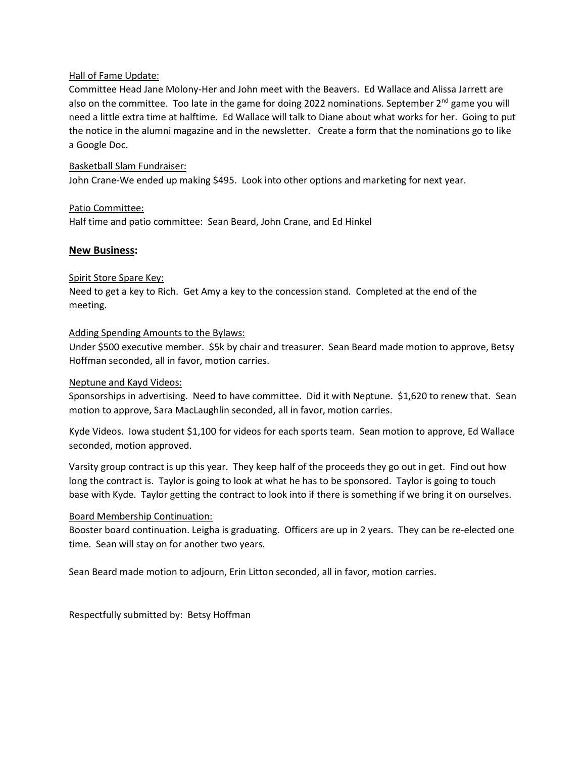Hall of Fame Update:

Committee Head Jane Molony-Her and John meet with the Beavers. Ed Wallace and Alissa Jarrett are also on the committee. Too late in the game for doing 2022 nominations. September 2nd game you will need a little extra time at halftime. Ed Wallace will talk to Diane about what works for her. Going to put the notice in the alumni magazine and in the newsletter. Create a form that the nominations go to like a Google Doc.

Basketball Slam Fundraiser:

John Crane-We ended up making $495. Look into other options and marketing for next year.

Patio Committee:

Half time and patio committee: Sean Beard, John Crane, and Ed Hinkel

## **New Business:**

Spirit Store Spare Key:

Need to get a key to Rich. Get Amy a key to the concession stand. Completed at the end of the meeting.

Adding Spending Amounts to the Bylaws:

Under $500 executive member. $5k by chair and treasurer. Sean Beard made motion to approve, Betsy Hoffman seconded, all in favor, motion carries.

Neptune and Kayd Videos:

Sponsorships in advertising. Need to have committee. Did it with Neptune. $1,620 to renew that. Sean motion to approve, Sara MacLaughlin seconded, all in favor, motion carries.

Kyde Videos. Iowa student $1,100 for videos for each sports team. Sean motion to approve, Ed Wallace seconded, motion approved.

Varsity group contract is up this year. They keep half of the proceeds they go out in get. Find out how long the contract is. Taylor is going to look at what he has to be sponsored. Taylor is going to touch base with Kyde. Taylor getting the contract to look into if there is something if we bring it on ourselves.

Board Membership Continuation:

Booster board continuation. Leigha is graduating. Officers are up in 2 years. They can be re-elected one time. Sean will stay on for another two years.

Sean Beard made motion to adjourn, Erin Litton seconded, all in favor, motion carries.

Respectfully submitted by: Betsy Hoffman